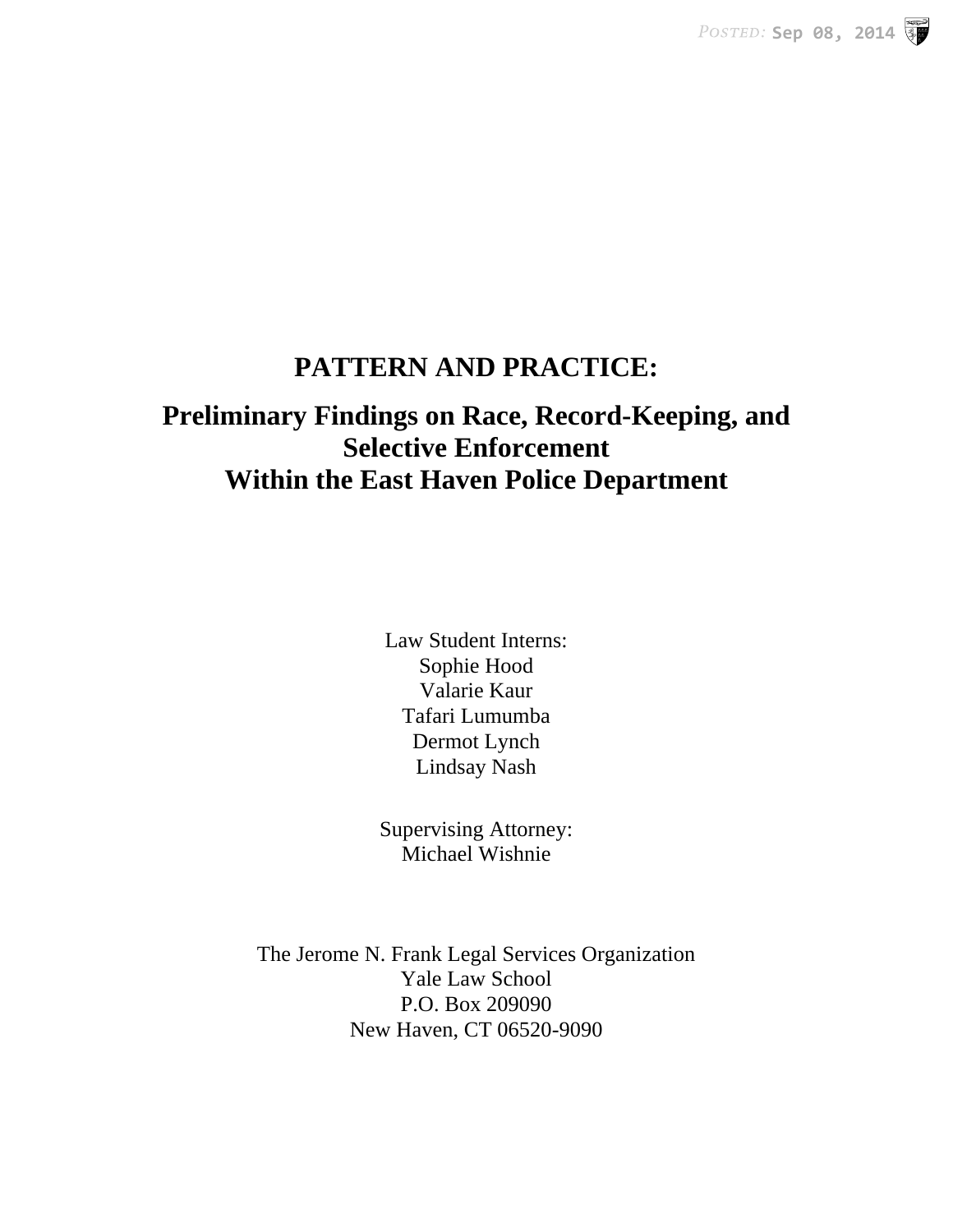# PATTERN AND PRACTICE:

## Preliminary Findings on Race, Record-Keeping, and Selective Enforcement Within the East Haven Police Department

Law Student Interns:
Sophie Hood
Valarie Kaur
Tafari Lumumba
Dermot Lynch
Lindsay Nash

Supervising Attorney:
Michael Wishnie

The Jerome N. Frank Legal Services Organization
Yale Law School
P.O. Box 209090
New Haven, CT 06520-9090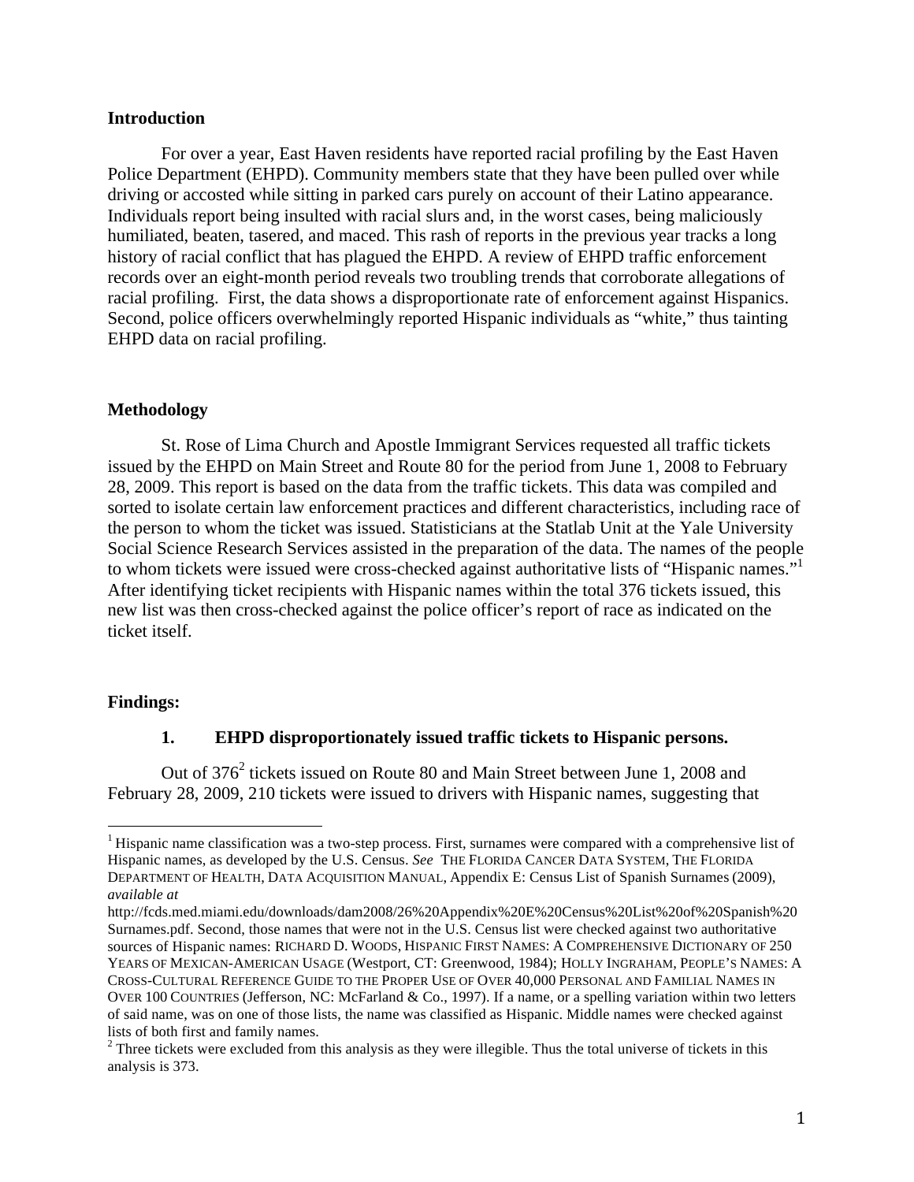**Introduction**

For over a year, East Haven residents have reported racial profiling by the East Haven Police Department (EHPD). Community members state that they have been pulled over while driving or accosted while sitting in parked cars purely on account of their Latino appearance. Individuals report being insulted with racial slurs and, in the worst cases, being maliciously humiliated, beaten, tasered, and maced. This rash of reports in the previous year tracks a long history of racial conflict that has plagued the EHPD. A review of EHPD traffic enforcement records over an eight-month period reveals two troubling trends that corroborate allegations of racial profiling. First, the data shows a disproportionate rate of enforcement against Hispanics. Second, police officers overwhelmingly reported Hispanic individuals as "white," thus tainting EHPD data on racial profiling.

**Methodology**

St. Rose of Lima Church and Apostle Immigrant Services requested all traffic tickets issued by the EHPD on Main Street and Route 80 for the period from June 1, 2008 to February 28, 2009. This report is based on the data from the traffic tickets. This data was compiled and sorted to isolate certain law enforcement practices and different characteristics, including race of the person to whom the ticket was issued. Statisticians at the Statlab Unit at the Yale University Social Science Research Services assisted in the preparation of the data. The names of the people to whom tickets were issued were cross-checked against authoritative lists of "Hispanic names."[1] After identifying ticket recipients with Hispanic names within the total 376 tickets issued, this new list was then cross-checked against the police officer's report of race as indicated on the ticket itself.

**Findings:**

**1. EHPD disproportionately issued traffic tickets to Hispanic persons.**

Out of 376[2] tickets issued on Route 80 and Main Street between June 1, 2008 and February 28, 2009, 210 tickets were issued to drivers with Hispanic names, suggesting that

---

[1] Hispanic name classification was a two-step process. First, surnames were compared with a comprehensive list of Hispanic names, as developed by the U.S. Census. *See* THE FLORIDA CANCER DATA SYSTEM, THE FLORIDA DEPARTMENT OF HEALTH, DATA ACQUISITION MANUAL, Appendix E: Census List of Spanish Surnames (2009), *available at* http://fcds.med.miami.edu/downloads/dam2008/26%20Appendix%20E%20Census%20List%20of%20Spanish%20Surnames.pdf. Second, those names that were not in the U.S. Census list were checked against two authoritative sources of Hispanic names: RICHARD D. WOODS, HISPANIC FIRST NAMES: A COMPREHENSIVE DICTIONARY OF 250 YEARS OF MEXICAN-AMERICAN USAGE (Westport, CT: Greenwood, 1984); HOLLY INGRAHAM, PEOPLE'S NAMES: A CROSS-CULTURAL REFERENCE GUIDE TO THE PROPER USE OF OVER 40,000 PERSONAL AND FAMILIAL NAMES IN OVER 100 COUNTRIES (Jefferson, NC: McFarland & Co., 1997). If a name, or a spelling variation within two letters of said name, was on one of those lists, the name was classified as Hispanic. Middle names were checked against lists of both first and family names.

[2] Three tickets were excluded from this analysis as they were illegible. Thus the total universe of tickets in this analysis is 373.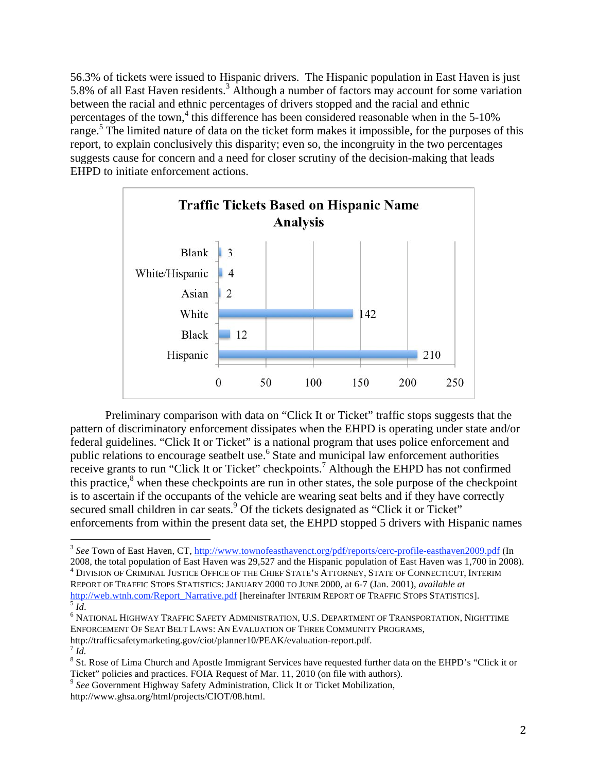56.3% of tickets were issued to Hispanic drivers. The Hispanic population in East Haven is just 5.8% of all East Haven residents.[3] Although a number of factors may account for some variation between the racial and ethnic percentages of drivers stopped and the racial and ethnic percentages of the town,[4] this difference has been considered reasonable when in the 5-10% range.[5] The limited nature of data on the ticket form makes it impossible, for the purposes of this report, to explain conclusively this disparity; even so, the incongruity in the two percentages suggests cause for concern and a need for closer scrutiny of the decision-making that leads EHPD to initiate enforcement actions.

**Traffic Tickets Based on Hispanic Name Analysis**

| Category | Tickets |
|---|---|
| Blank | 3 |
| White/Hispanic | 4 |
| Asian | 2 |
| White | 142 |
| Black | 12 |
| Hispanic | 210 |

Preliminary comparison with data on "Click It or Ticket" traffic stops suggests that the pattern of discriminatory enforcement dissipates when the EHPD is operating under state and/or federal guidelines. "Click It or Ticket" is a national program that uses police enforcement and public relations to encourage seatbelt use.[6] State and municipal law enforcement authorities receive grants to run "Click It or Ticket" checkpoints.[7] Although the EHPD has not confirmed this practice,[8] when these checkpoints are run in other states, the sole purpose of the checkpoint is to ascertain if the occupants of the vehicle are wearing seat belts and if they have correctly secured small children in car seats.[9] Of the tickets designated as "Click it or Ticket" enforcements from within the present data set, the EHPD stopped 5 drivers with Hispanic names

---

[3] *See* Town of East Haven, CT, http://www.townofeasthavenct.org/pdf/reports/cerc-profile-easthaven2009.pdf (In 2008, the total population of East Haven was 29,527 and the Hispanic population of East Haven was 1,700 in 2008).

[4] DIVISION OF CRIMINAL JUSTICE OFFICE OF THE CHIEF STATE'S ATTORNEY, STATE OF CONNECTICUT, INTERIM REPORT OF TRAFFIC STOPS STATISTICS: JANUARY 2000 TO JUNE 2000, at 6-7 (Jan. 2001), *available at* http://web.wtnh.com/Report_Narrative.pdf [hereinafter INTERIM REPORT OF TRAFFIC STOPS STATISTICS].

[5] *Id*.

[6] NATIONAL HIGHWAY TRAFFIC SAFETY ADMINISTRATION, U.S. DEPARTMENT OF TRANSPORTATION, NIGHTTIME ENFORCEMENT OF SEAT BELT LAWS: AN EVALUATION OF THREE COMMUNITY PROGRAMS, http://trafficsafetymarketing.gov/ciot/planner10/PEAK/evaluation-report.pdf.

[7] *Id*.

[8] St. Rose of Lima Church and Apostle Immigrant Services have requested further data on the EHPD's "Click it or Ticket" policies and practices. FOIA Request of Mar. 11, 2010 (on file with authors).

[9] *See* Government Highway Safety Administration, Click It or Ticket Mobilization, http://www.ghsa.org/html/projects/CIOT/08.html.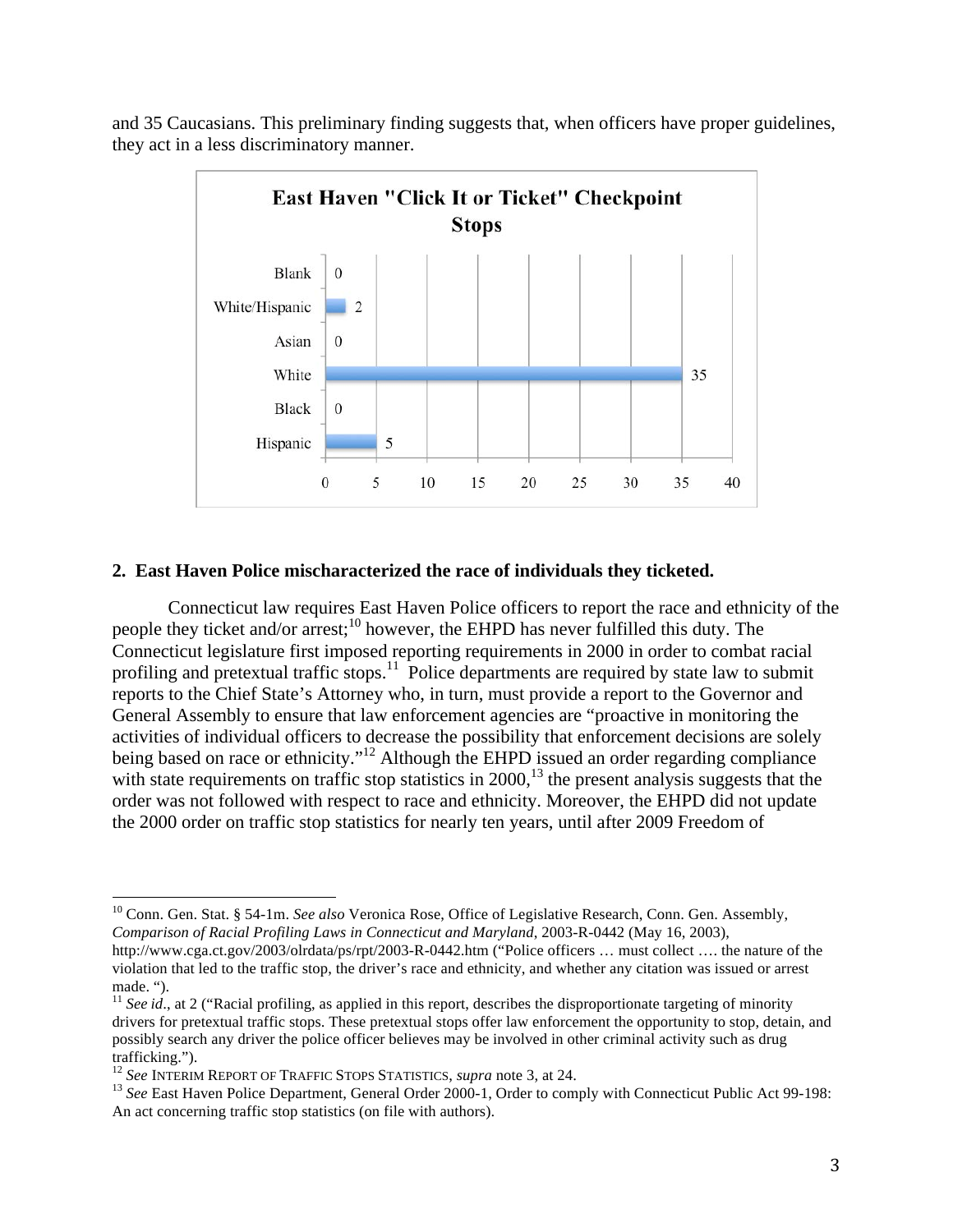and 35 Caucasians. This preliminary finding suggests that, when officers have proper guidelines, they act in a less discriminatory manner.

**East Haven "Click It or Ticket" Checkpoint Stops**

| Category | Stops |
| --- | --- |
| Blank | 0 |
| White/Hispanic | 2 |
| Asian | 0 |
| White | 35 |
| Black | 0 |
| Hispanic | 5 |

**2. East Haven Police mischaracterized the race of individuals they ticketed.**

Connecticut law requires East Haven Police officers to report the race and ethnicity of the people they ticket and/or arrest;[10] however, the EHPD has never fulfilled this duty. The Connecticut legislature first imposed reporting requirements in 2000 in order to combat racial profiling and pretextual traffic stops.[11] Police departments are required by state law to submit reports to the Chief State's Attorney who, in turn, must provide a report to the Governor and General Assembly to ensure that law enforcement agencies are "proactive in monitoring the activities of individual officers to decrease the possibility that enforcement decisions are solely being based on race or ethnicity."[12] Although the EHPD issued an order regarding compliance with state requirements on traffic stop statistics in 2000,[13] the present analysis suggests that the order was not followed with respect to race and ethnicity. Moreover, the EHPD did not update the 2000 order on traffic stop statistics for nearly ten years, until after 2009 Freedom of

---

[10] Conn. Gen. Stat. § 54-1m. *See also* Veronica Rose, Office of Legislative Research, Conn. Gen. Assembly, *Comparison of Racial Profiling Laws in Connecticut and Maryland*, 2003-R-0442 (May 16, 2003), http://www.cga.ct.gov/2003/olrdata/ps/rpt/2003-R-0442.htm ("Police officers … must collect …. the nature of the violation that led to the traffic stop, the driver's race and ethnicity, and whether any citation was issued or arrest made. ").

[11] *See id*., at 2 ("Racial profiling, as applied in this report, describes the disproportionate targeting of minority drivers for pretextual traffic stops. These pretextual stops offer law enforcement the opportunity to stop, detain, and possibly search any driver the police officer believes may be involved in other criminal activity such as drug trafficking.").

[12] *See* INTERIM REPORT OF TRAFFIC STOPS STATISTICS, *supra* note 3, at 24.

[13] *See* East Haven Police Department, General Order 2000-1, Order to comply with Connecticut Public Act 99-198: An act concerning traffic stop statistics (on file with authors).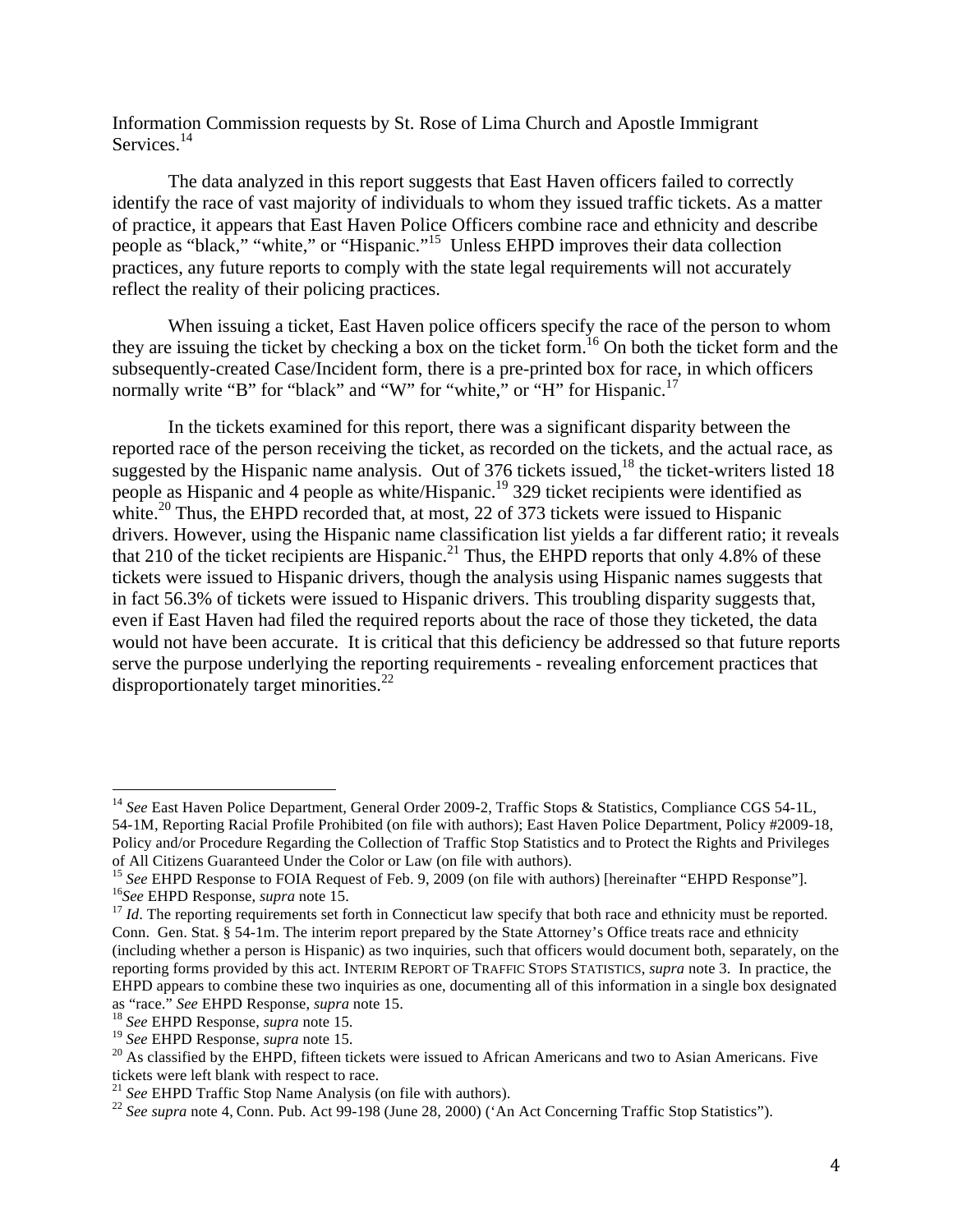Information Commission requests by St. Rose of Lima Church and Apostle Immigrant Services.[14]

The data analyzed in this report suggests that East Haven officers failed to correctly identify the race of vast majority of individuals to whom they issued traffic tickets. As a matter of practice, it appears that East Haven Police Officers combine race and ethnicity and describe people as "black," "white," or "Hispanic."[15] Unless EHPD improves their data collection practices, any future reports to comply with the state legal requirements will not accurately reflect the reality of their policing practices.

When issuing a ticket, East Haven police officers specify the race of the person to whom they are issuing the ticket by checking a box on the ticket form.[16] On both the ticket form and the subsequently-created Case/Incident form, there is a pre-printed box for race, in which officers normally write "B" for "black" and "W" for "white," or "H" for Hispanic.[17]

In the tickets examined for this report, there was a significant disparity between the reported race of the person receiving the ticket, as recorded on the tickets, and the actual race, as suggested by the Hispanic name analysis. Out of 376 tickets issued,[18] the ticket-writers listed 18 people as Hispanic and 4 people as white/Hispanic.[19] 329 ticket recipients were identified as white.[20] Thus, the EHPD recorded that, at most, 22 of 373 tickets were issued to Hispanic drivers. However, using the Hispanic name classification list yields a far different ratio; it reveals that 210 of the ticket recipients are Hispanic.[21] Thus, the EHPD reports that only 4.8% of these tickets were issued to Hispanic drivers, though the analysis using Hispanic names suggests that in fact 56.3% of tickets were issued to Hispanic drivers. This troubling disparity suggests that, even if East Haven had filed the required reports about the race of those they ticketed, the data would not have been accurate. It is critical that this deficiency be addressed so that future reports serve the purpose underlying the reporting requirements - revealing enforcement practices that disproportionately target minorities.[22]

---

[14] *See* East Haven Police Department, General Order 2009-2, Traffic Stops & Statistics, Compliance CGS 54-1L, 54-1M, Reporting Racial Profile Prohibited (on file with authors); East Haven Police Department, Policy #2009-18, Policy and/or Procedure Regarding the Collection of Traffic Stop Statistics and to Protect the Rights and Privileges of All Citizens Guaranteed Under the Color or Law (on file with authors).

[15] *See* EHPD Response to FOIA Request of Feb. 9, 2009 (on file with authors) [hereinafter "EHPD Response"].

[16] *See* EHPD Response, *supra* note 15.

[17] *Id*. The reporting requirements set forth in Connecticut law specify that both race and ethnicity must be reported. Conn. Gen. Stat. § 54-1m. The interim report prepared by the State Attorney's Office treats race and ethnicity (including whether a person is Hispanic) as two inquiries, such that officers would document both, separately, on the reporting forms provided by this act. INTERIM REPORT OF TRAFFIC STOPS STATISTICS, *supra* note 3. In practice, the EHPD appears to combine these two inquiries as one, documenting all of this information in a single box designated as "race." *See* EHPD Response, *supra* note 15.

[18] *See* EHPD Response, *supra* note 15.

[19] *See* EHPD Response, *supra* note 15.

[20] As classified by the EHPD, fifteen tickets were issued to African Americans and two to Asian Americans. Five tickets were left blank with respect to race.

[21] *See* EHPD Traffic Stop Name Analysis (on file with authors).

[22] *See supra* note 4, Conn. Pub. Act 99-198 (June 28, 2000) ('An Act Concerning Traffic Stop Statistics").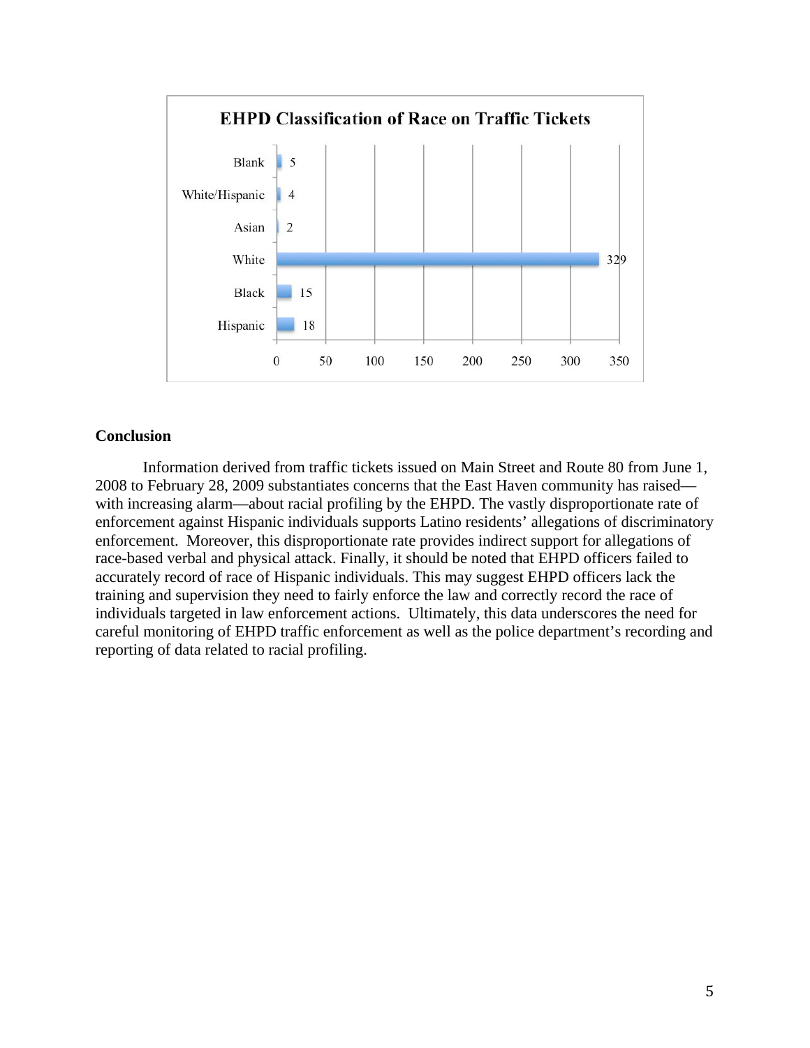EHPD Classification of Race on Traffic Tickets

Blank 5

White/Hispanic 4

Asian 2

White 329

Black 15

Hispanic 18

0 50 100 150 200 250 300 350

**Conclusion**

Information derived from traffic tickets issued on Main Street and Route 80 from June 1, 2008 to February 28, 2009 substantiates concerns that the East Haven community has raised—with increasing alarm—about racial profiling by the EHPD. The vastly disproportionate rate of enforcement against Hispanic individuals supports Latino residents' allegations of discriminatory enforcement. Moreover, this disproportionate rate provides indirect support for allegations of race-based verbal and physical attack. Finally, it should be noted that EHPD officers failed to accurately record of race of Hispanic individuals. This may suggest EHPD officers lack the training and supervision they need to fairly enforce the law and correctly record the race of individuals targeted in law enforcement actions. Ultimately, this data underscores the need for careful monitoring of EHPD traffic enforcement as well as the police department's recording and reporting of data related to racial profiling.